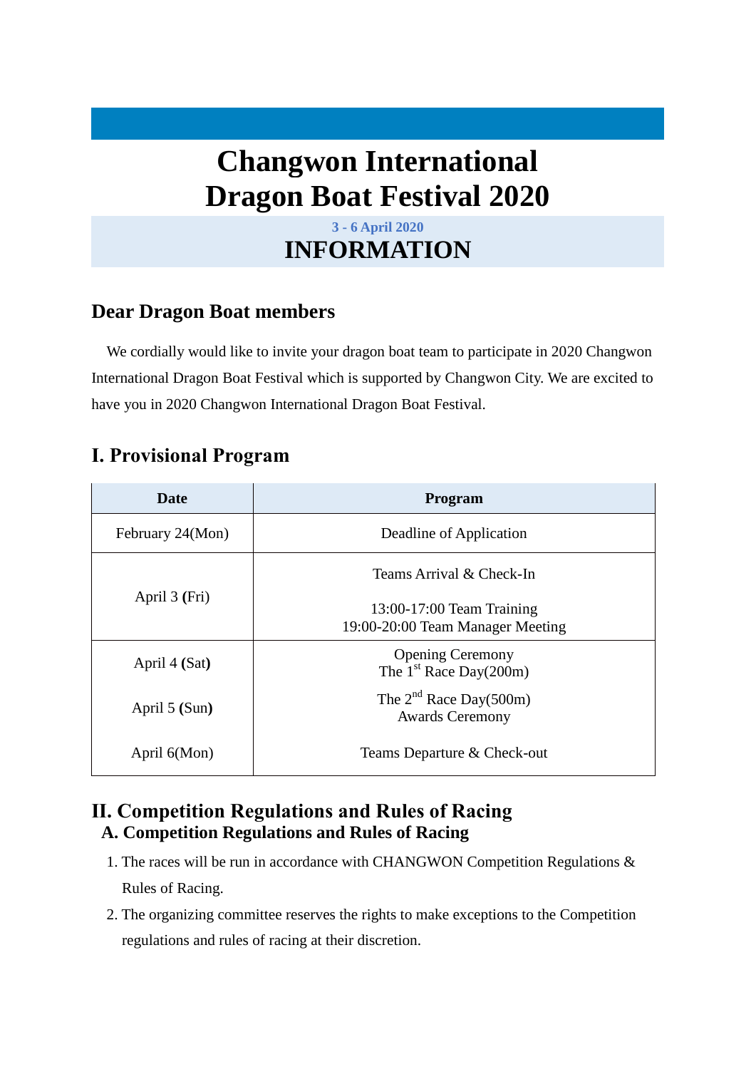# Changwon International Dragon Boat Festival 2020

**3 - 6 April 2020**

## INFORMATION

## Dear Dragon Boat members

We cordially would like to invite your dragon boat team to participate in 2020 Changwon International Dragon Boat Festival which is supported by Changwon City. We are excited to have you in 2020 Changwon International Dragon Boat Festival.

## I. Provisional Program

| Date | Program |
|---|---|
| February 24(Mon) | Deadline of Application |
| April 3 (Fri) | Teams Arrival & Check-In<br><br>13:00-17:00 Team Training<br>19:00-20:00 Team Manager Meeting |
| April 4 (Sat) | Opening Ceremony<br>The 1st Race Day(200m) |
| April 5 (Sun) | The 2nd Race Day(500m)<br>Awards Ceremony |
| April 6(Mon) | Teams Departure & Check-out |

## II. Competition Regulations and Rules of Racing

### A. Competition Regulations and Rules of Racing

1. The races will be run in accordance with CHANGWON Competition Regulations & Rules of Racing.
2. The organizing committee reserves the rights to make exceptions to the Competition regulations and rules of racing at their discretion.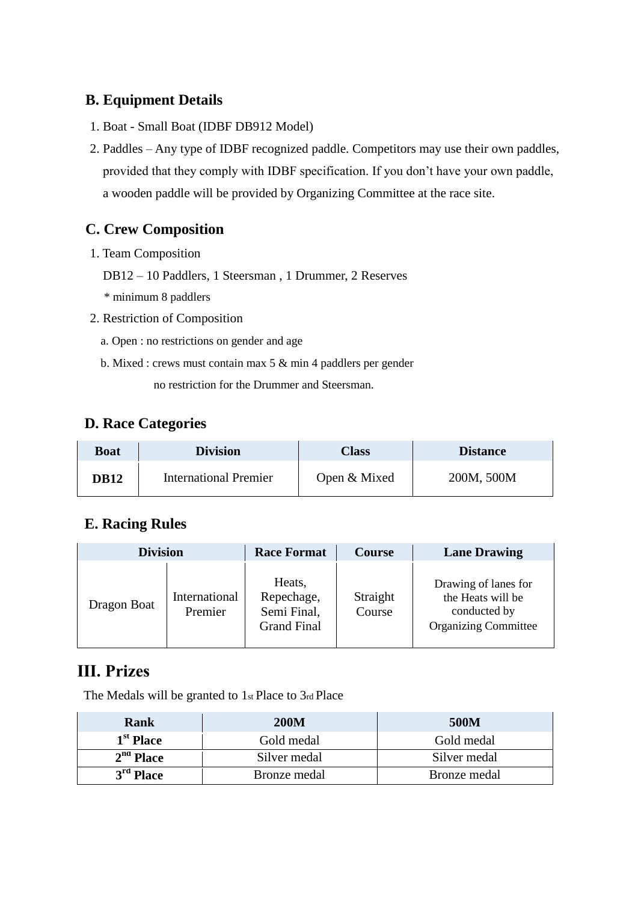## B. Equipment Details

1. Boat - Small Boat (IDBF DB912 Model)
2. Paddles – Any type of IDBF recognized paddle. Competitors may use their own paddles, provided that they comply with IDBF specification. If you don't have your own paddle, a wooden paddle will be provided by Organizing Committee at the race site.

## C. Crew Composition

1. Team Composition

   DB12 – 10 Paddlers, 1 Steersman , 1 Drummer, 2 Reserves

   * minimum 8 paddlers

2. Restriction of Composition

   a. Open : no restrictions on gender and age

   b. Mixed : crews must contain max 5 & min 4 paddlers per gender
   no restriction for the Drummer and Steersman.

## D. Race Categories

| Boat | Division | Class | Distance |
|---|---|---|---|
| **DB12** | International Premier | Open & Mixed | 200M, 500M |

## E. Racing Rules

| Division | | Race Format | Course | Lane Drawing |
|---|---|---|---|---|
| Dragon Boat | International Premier | Heats, Repechage, Semi Final, Grand Final | Straight Course | Drawing of lanes for the Heats will be conducted by Organizing Committee |

# III. Prizes

The Medals will be granted to 1st Place to 3rd Place

| Rank | 200M | 500M |
|---|---|---|
| **1st Place** | Gold medal | Gold medal |
| **2nd Place** | Silver medal | Silver medal |
| **3rd Place** | Bronze medal | Bronze medal |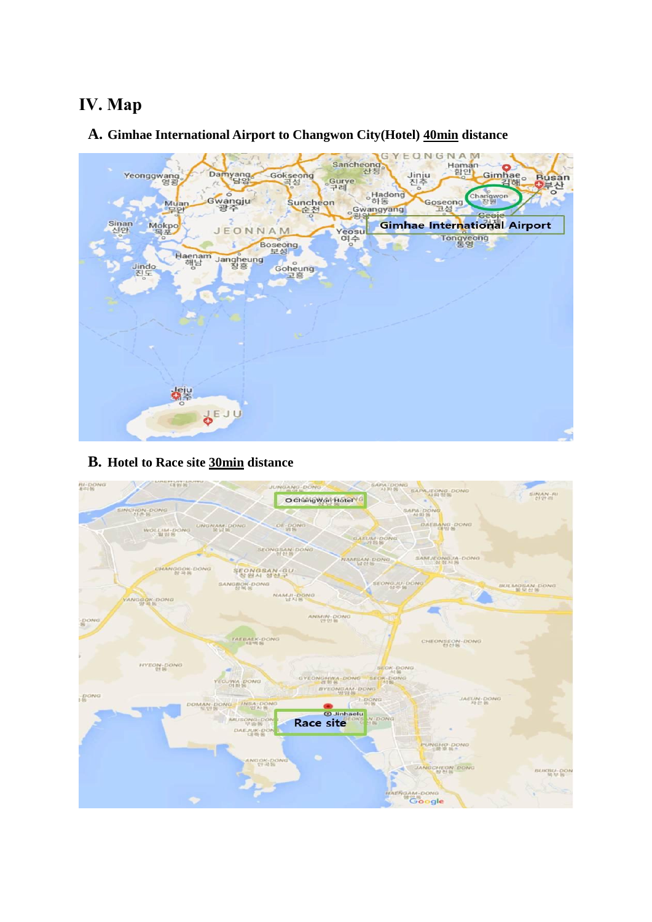# IV. Map

## A. Gimhae International Airport to Changwon City(Hotel) <u>40min</u> distance

## B. Hotel to Race site <u>30min</u> distance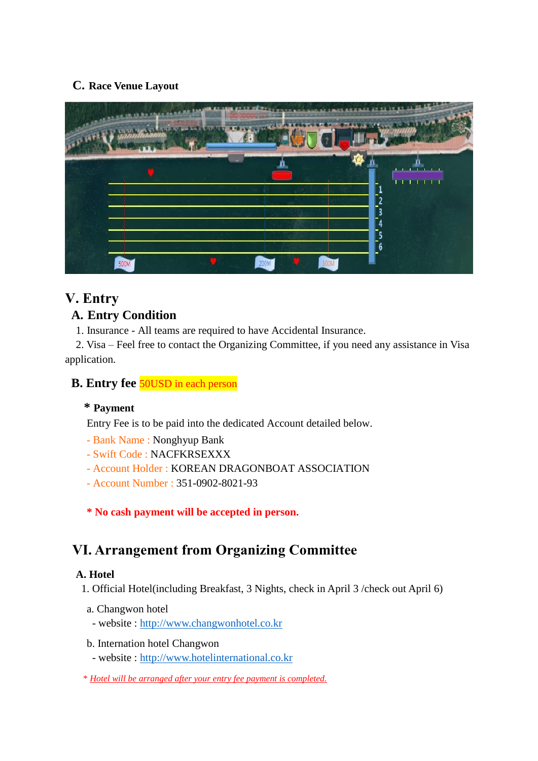### C. Race Venue Layout

## V. Entry

### A. Entry Condition

1. Insurance - All teams are required to have Accidental Insurance.
2. Visa – Feel free to contact the Organizing Committee, if you need any assistance in Visa application.

### B. Entry fee 50USD in each person

**\* Payment**

Entry Fee is to be paid into the dedicated Account detailed below.

- Bank Name : Nonghyup Bank
- Swift Code : NACFKRSEXXX
- Account Holder : KOREAN DRAGONBOAT ASSOCIATION
- Account Number : 351-0902-8021-93

**\* No cash payment will be accepted in person.**

## VI. Arrangement from Organizing Committee

### A. Hotel

1. Official Hotel(including Breakfast, 3 Nights, check in April 3 /check out April 6)

a. Changwon hotel
- website : http://www.changwonhotel.co.kr

b. Internation hotel Changwon
- website : http://www.hotelinternational.co.kr

\* *Hotel will be arranged after your entry fee payment is completed.*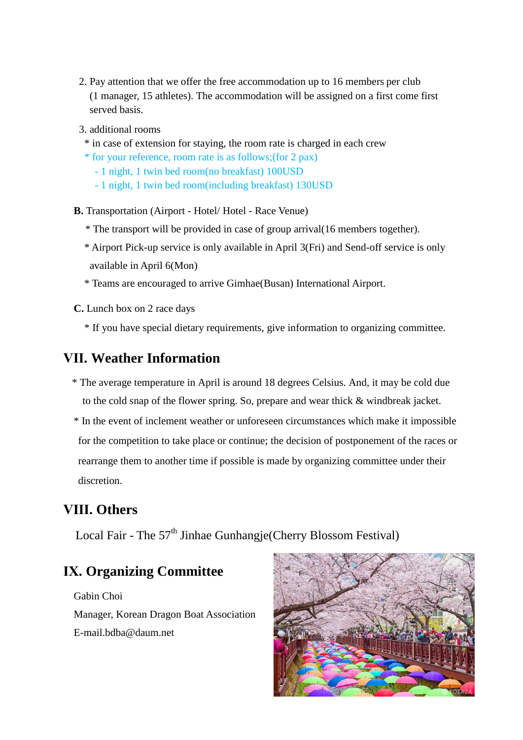2. Pay attention that we offer the free accommodation up to 16 members per club (1 manager, 15 athletes). The accommodation will be assigned on a first come first served basis.

3. additional rooms
   * in case of extension for staying, the room rate is charged in each crew
   * for your reference, room rate is as follows;(for 2 pax)
     - 1 night, 1 twin bed room(no breakfast) 100USD
     - 1 night, 1 twin bed room(including breakfast) 130USD

**B.** Transportation (Airport - Hotel/ Hotel - Race Venue)

* The transport will be provided in case of group arrival(16 members together).
* Airport Pick-up service is only available in April 3(Fri) and Send-off service is only available in April 6(Mon)
* Teams are encouraged to arrive Gimhae(Busan) International Airport.

**C.** Lunch box on 2 race days

* If you have special dietary requirements, give information to organizing committee.

## VII. Weather Information

* The average temperature in April is around 18 degrees Celsius. And, it may be cold due to the cold snap of the flower spring. So, prepare and wear thick & windbreak jacket.
* In the event of inclement weather or unforeseen circumstances which make it impossible for the competition to take place or continue; the decision of postponement of the races or rearrange them to another time if possible is made by organizing committee under their discretion.

## VIII. Others

Local Fair - The 57th Jinhae Gunhangje(Cherry Blossom Festival)

## IX. Organizing Committee

Gabin Choi

Manager, Korean Dragon Boat Association

E-mail.bdba@daum.net